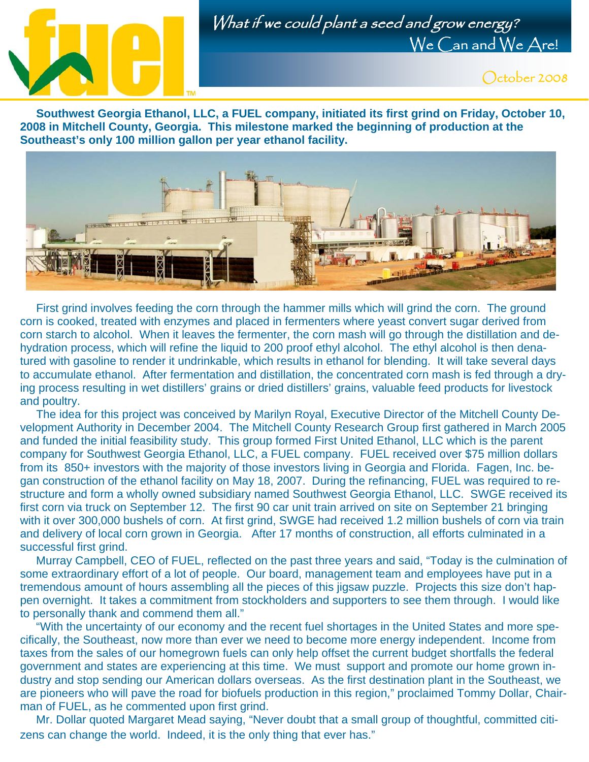# fuel

*What if we could plant a seed and grow energy?*
We Can and We Are!

October 2008

**Southwest Georgia Ethanol, LLC, a FUEL company, initiated its first grind on Friday, October 10, 2008 in Mitchell County, Georgia. This milestone marked the beginning of production at the Southeast's only 100 million gallon per year ethanol facility.**

First grind involves feeding the corn through the hammer mills which will grind the corn. The ground corn is cooked, treated with enzymes and placed in fermenters where yeast convert sugar derived from corn starch to alcohol. When it leaves the fermenter, the corn mash will go through the distillation and dehydration process, which will refine the liquid to 200 proof ethyl alcohol. The ethyl alcohol is then denatured with gasoline to render it undrinkable, which results in ethanol for blending. It will take several days to accumulate ethanol. After fermentation and distillation, the concentrated corn mash is fed through a drying process resulting in wet distillers' grains or dried distillers' grains, valuable feed products for livestock and poultry.

The idea for this project was conceived by Marilyn Royal, Executive Director of the Mitchell County Development Authority in December 2004. The Mitchell County Research Group first gathered in March 2005 and funded the initial feasibility study. This group formed First United Ethanol, LLC which is the parent company for Southwest Georgia Ethanol, LLC, a FUEL company. FUEL received over $75 million dollars from its 850+ investors with the majority of those investors living in Georgia and Florida. Fagen, Inc. began construction of the ethanol facility on May 18, 2007. During the refinancing, FUEL was required to restructure and form a wholly owned subsidiary named Southwest Georgia Ethanol, LLC. SWGE received its first corn via truck on September 12. The first 90 car unit train arrived on site on September 21 bringing with it over 300,000 bushels of corn. At first grind, SWGE had received 1.2 million bushels of corn via train and delivery of local corn grown in Georgia. After 17 months of construction, all efforts culminated in a successful first grind.

Murray Campbell, CEO of FUEL, reflected on the past three years and said, "Today is the culmination of some extraordinary effort of a lot of people. Our board, management team and employees have put in a tremendous amount of hours assembling all the pieces of this jigsaw puzzle. Projects this size don't happen overnight. It takes a commitment from stockholders and supporters to see them through. I would like to personally thank and commend them all."

"With the uncertainty of our economy and the recent fuel shortages in the United States and more specifically, the Southeast, now more than ever we need to become more energy independent. Income from taxes from the sales of our homegrown fuels can only help offset the current budget shortfalls the federal government and states are experiencing at this time. We must support and promote our home grown industry and stop sending our American dollars overseas. As the first destination plant in the Southeast, we are pioneers who will pave the road for biofuels production in this region," proclaimed Tommy Dollar, Chairman of FUEL, as he commented upon first grind.

Mr. Dollar quoted Margaret Mead saying, "Never doubt that a small group of thoughtful, committed citizens can change the world. Indeed, it is the only thing that ever has."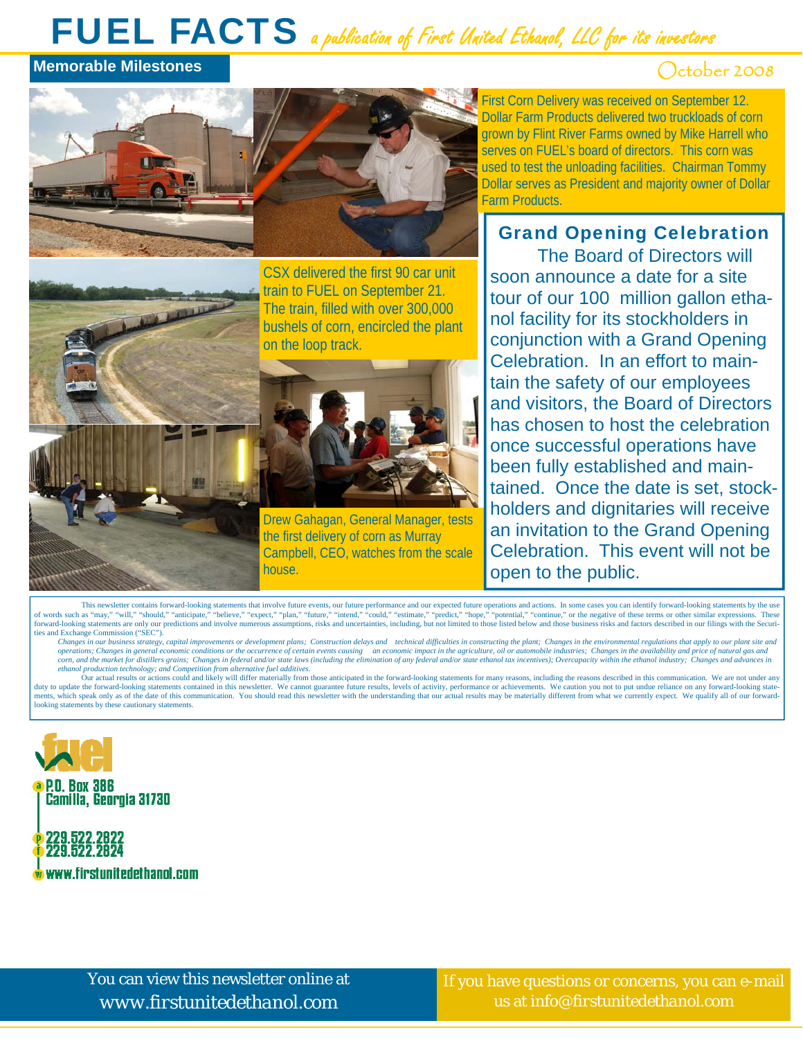# FUEL FACTS *a publication of First United Ethanol, LLC for its investors*

## Memorable Milestones

October 2008

First Corn Delivery was received on September 12. Dollar Farm Products delivered two truckloads of corn grown by Flint River Farms owned by Mike Harrell who serves on FUEL's board of directors. This corn was used to test the unloading facilities. Chairman Tommy Dollar serves as President and majority owner of Dollar Farm Products.

CSX delivered the first 90 car unit train to FUEL on September 21. The train, filled with over 300,000 bushels of corn, encircled the plant on the loop track.

Drew Gahagan, General Manager, tests the first delivery of corn as Murray Campbell, CEO, watches from the scale house.

## Grand Opening Celebration

The Board of Directors will soon announce a date for a site tour of our 100 million gallon ethanol facility for its stockholders in conjunction with a Grand Opening Celebration. In an effort to maintain the safety of our employees and visitors, the Board of Directors has chosen to host the celebration once successful operations have been fully established and maintained. Once the date is set, stockholders and dignitaries will receive an invitation to the Grand Opening Celebration. This event will not be open to the public.

This newsletter contains forward-looking statements that involve future events, our future performance and our expected future operations and actions. In some cases you can identify forward-looking statements by the use of words such as "may," "will," "should," "anticipate," "believe," "expect," "plan," "future," "intend," "could," "estimate," "predict," "hope," "potential," "continue," or the negative of these terms or other similar expressions. These forward-looking statements are only our predictions and involve numerous assumptions, risks and uncertainties, including, but not limited to those listed below and those business risks and factors described in our filings with the Securities and Exchange Commission ("SEC").

*Changes in our business strategy, capital improvements or development plans; Construction delays and technical difficulties in constructing the plant; Changes in the environmental regulations that apply to our plant site and operations; Changes in general economic conditions or the occurrence of certain events causing an economic impact in the agriculture, oil or automobile industries; Changes in the availability and price of natural gas and corn, and the market for distillers grains; Changes in federal and/or state laws (including the elimination of any federal and/or state ethanol tax incentives); Overcapacity within the ethanol industry; Changes and advances in ethanol production technology; and Competition from alternative fuel additives.*

Our actual results or actions could and likely will differ materially from those anticipated in the forward-looking statements for many reasons, including the reasons described in this communication. We are not under any duty to update the forward-looking statements contained in this newsletter. We cannot guarantee future results, levels of activity, performance or achievements. We caution you not to put undue reliance on any forward-looking statements, which speak only as of the date of this communication. You should read this newsletter with the understanding that our actual results may be materially different from what we currently expect. We qualify all of our forward-looking statements by these cautionary statements.

fuel

P.O. Box 386
Camilla, Georgia 31730

p 229.522.2822
f 229.522.2824

w www.firstunitedethanol.com

You can view this newsletter online at www.firstunitedethanol.com

If you have questions or concerns, you can e-mail us at info@firstunitedethanol.com